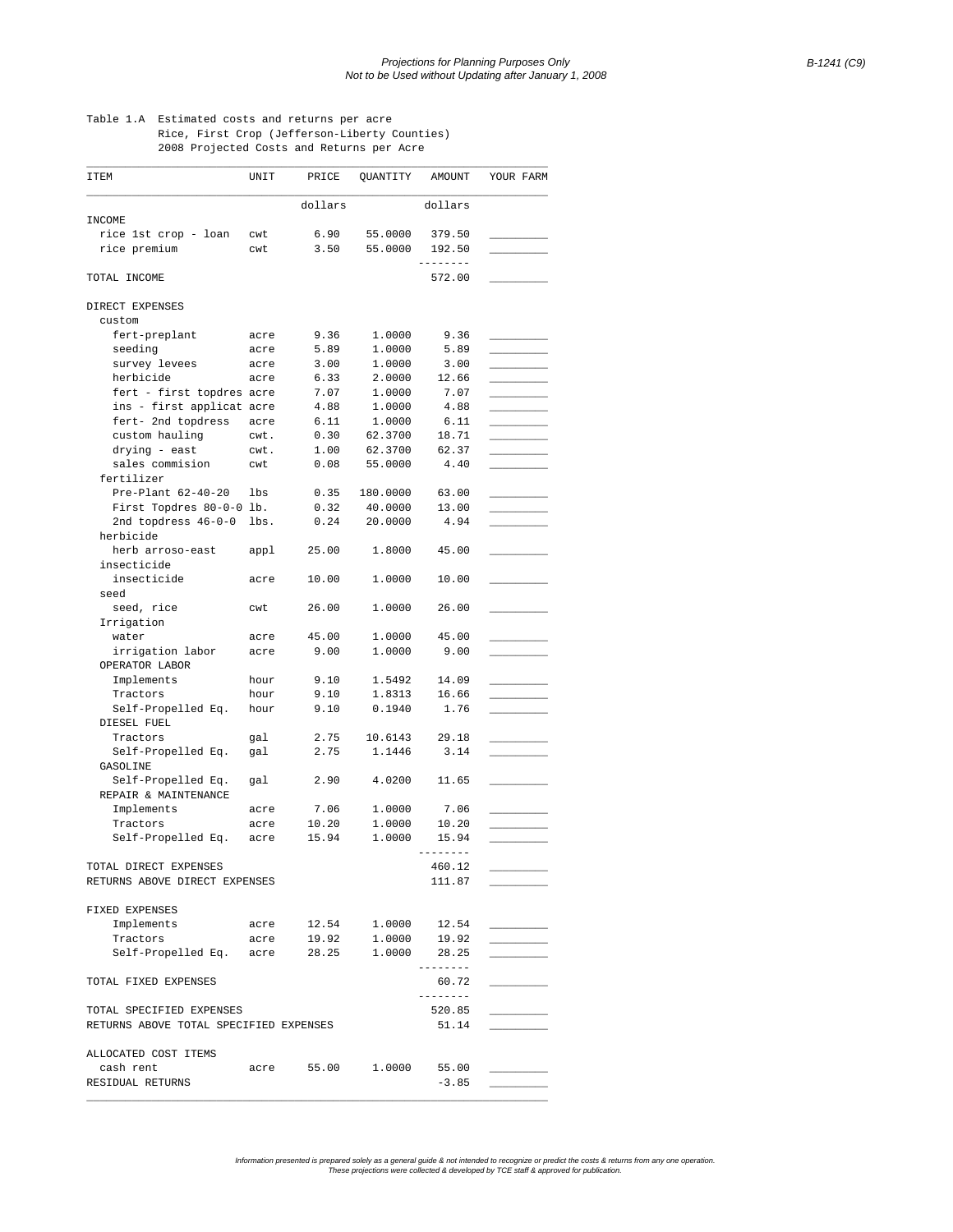Projections for Planning Purposes Only
Not to be Used without Updating after January 1, 2008

Table 1.A Estimated costs and returns per acre
Rice, First Crop (Jefferson-Liberty Counties)
2008 Projected Costs and Returns per Acre

| ITEM | UNIT | PRICE | QUANTITY | AMOUNT | YOUR FARM |
|---|---|---|---|---|---|
| | | dollars | | dollars | |
| INCOME | | | | | |
| rice 1st crop - loan | cwt | 6.90 | 55.0000 | 379.50 | _________ |
| rice premium | cwt | 3.50 | 55.0000 | 192.50 | _________ |
| TOTAL INCOME | | | | 572.00 | _________ |
| DIRECT EXPENSES | | | | | |
| custom | | | | | |
| fert-preplant | acre | 9.36 | 1.0000 | 9.36 | _________ |
| seeding | acre | 5.89 | 1.0000 | 5.89 | _________ |
| survey levees | acre | 3.00 | 1.0000 | 3.00 | _________ |
| herbicide | acre | 6.33 | 2.0000 | 12.66 | _________ |
| fert - first topdres | acre | 7.07 | 1.0000 | 7.07 | _________ |
| ins - first applicat | acre | 4.88 | 1.0000 | 4.88 | _________ |
| fert- 2nd topdress | acre | 6.11 | 1.0000 | 6.11 | _________ |
| custom hauling | cwt. | 0.30 | 62.3700 | 18.71 | _________ |
| drying - east | cwt. | 1.00 | 62.3700 | 62.37 | _________ |
| sales commision | cwt | 0.08 | 55.0000 | 4.40 | _________ |
| fertilizer | | | | | |
| Pre-Plant 62-40-20 | lbs | 0.35 | 180.0000 | 63.00 | _________ |
| First Topdres 80-0-0 | lb. | 0.32 | 40.0000 | 13.00 | _________ |
| 2nd topdress 46-0-0 | lbs. | 0.24 | 20.0000 | 4.94 | _________ |
| herbicide | | | | | |
| herb arroso-east | appl | 25.00 | 1.8000 | 45.00 | _________ |
| insecticide | | | | | |
| insecticide | acre | 10.00 | 1.0000 | 10.00 | _________ |
| seed | | | | | |
| seed, rice | cwt | 26.00 | 1.0000 | 26.00 | _________ |
| Irrigation | | | | | |
| water | acre | 45.00 | 1.0000 | 45.00 | _________ |
| irrigation labor | acre | 9.00 | 1.0000 | 9.00 | _________ |
| OPERATOR LABOR | | | | | |
| Implements | hour | 9.10 | 1.5492 | 14.09 | _________ |
| Tractors | hour | 9.10 | 1.8313 | 16.66 | _________ |
| Self-Propelled Eq. | hour | 9.10 | 0.1940 | 1.76 | _________ |
| DIESEL FUEL | | | | | |
| Tractors | gal | 2.75 | 10.6143 | 29.18 | _________ |
| Self-Propelled Eq. | gal | 2.75 | 1.1446 | 3.14 | _________ |
| GASOLINE | | | | | |
| Self-Propelled Eq. | gal | 2.90 | 4.0200 | 11.65 | _________ |
| REPAIR & MAINTENANCE | | | | | |
| Implements | acre | 7.06 | 1.0000 | 7.06 | _________ |
| Tractors | acre | 10.20 | 1.0000 | 10.20 | _________ |
| Self-Propelled Eq. | acre | 15.94 | 1.0000 | 15.94 | _________ |
| TOTAL DIRECT EXPENSES | | | | 460.12 | _________ |
| RETURNS ABOVE DIRECT EXPENSES | | | | 111.87 | _________ |
| FIXED EXPENSES | | | | | |
| Implements | acre | 12.54 | 1.0000 | 12.54 | _________ |
| Tractors | acre | 19.92 | 1.0000 | 19.92 | _________ |
| Self-Propelled Eq. | acre | 28.25 | 1.0000 | 28.25 | _________ |
| TOTAL FIXED EXPENSES | | | | 60.72 | _________ |
| TOTAL SPECIFIED EXPENSES | | | | 520.85 | _________ |
| RETURNS ABOVE TOTAL SPECIFIED EXPENSES | | | | 51.14 | _________ |
| ALLOCATED COST ITEMS | | | | | |
| cash rent | acre | 55.00 | 1.0000 | 55.00 | _________ |
| RESIDUAL RETURNS | | | | -3.85 | _________ |

*Information presented is prepared solely as a general guide & not intended to recognize or predict the costs & returns from any one operation. These projections were collected & developed by TCE staff & approved for publication.*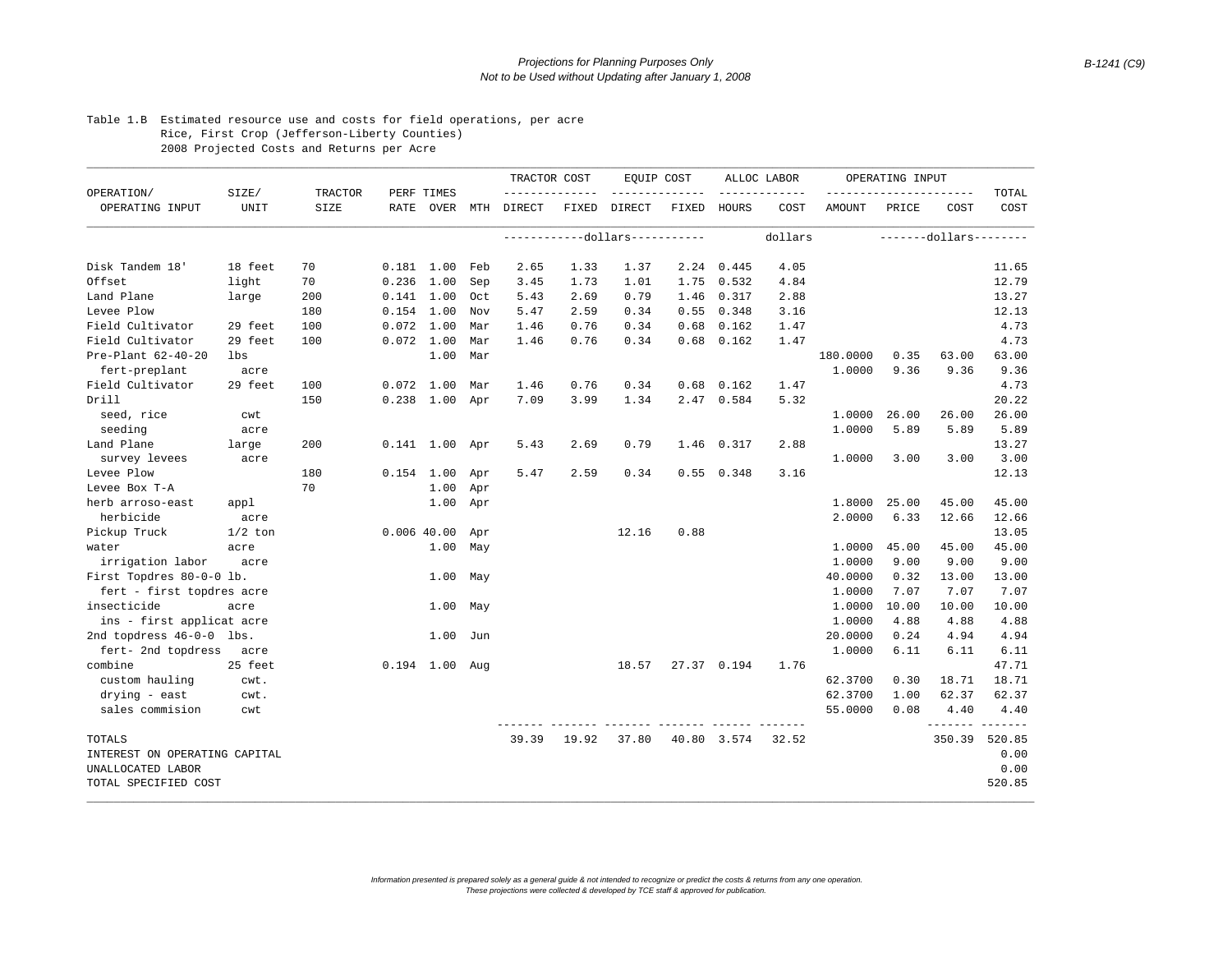Table 1.B Estimated resource use and costs for field operations, per acre
Rice, First Crop (Jefferson-Liberty Counties)
2008 Projected Costs and Returns per Acre

| OPERATION/ OPERATING INPUT | SIZE/ UNIT | TRACTOR SIZE | PERF RATE | TIMES OVER | MTH | TRACTOR COST DIRECT | TRACTOR COST FIXED | EQUIP COST DIRECT | EQUIP COST FIXED | ALLOC LABOR HOURS | ALLOC LABOR COST | OPERATING INPUT AMOUNT | OPERATING INPUT PRICE | OPERATING INPUT COST | TOTAL COST |
|---|---|---|---|---|---|---|---|---|---|---|---|---|---|---|---|
| | | | | | | ------------dollars----------- | | | | | dollars | | -------dollars-------- | | |
| Disk Tandem 18' | 18 feet | 70 | 0.181 | 1.00 | Feb | 2.65 | 1.33 | 1.37 | 2.24 | 0.445 | 4.05 | | | | 11.65 |
| Offset | light | 70 | 0.236 | 1.00 | Sep | 3.45 | 1.73 | 1.01 | 1.75 | 0.532 | 4.84 | | | | 12.79 |
| Land Plane | large | 200 | 0.141 | 1.00 | Oct | 5.43 | 2.69 | 0.79 | 1.46 | 0.317 | 2.88 | | | | 13.27 |
| Levee Plow | | 180 | 0.154 | 1.00 | Nov | 5.47 | 2.59 | 0.34 | 0.55 | 0.348 | 3.16 | | | | 12.13 |
| Field Cultivator | 29 feet | 100 | 0.072 | 1.00 | Mar | 1.46 | 0.76 | 0.34 | 0.68 | 0.162 | 1.47 | | | | 4.73 |
| Field Cultivator | 29 feet | 100 | 0.072 | 1.00 | Mar | 1.46 | 0.76 | 0.34 | 0.68 | 0.162 | 1.47 | | | | 4.73 |
| Pre-Plant 62-40-20 | lbs | | | 1.00 | Mar | | | | | | | 180.0000 | 0.35 | 63.00 | 63.00 |
| fert-preplant | acre | | | | | | | | | | | 1.0000 | 9.36 | 9.36 | 9.36 |
| Field Cultivator | 29 feet | 100 | 0.072 | 1.00 | Mar | 1.46 | 0.76 | 0.34 | 0.68 | 0.162 | 1.47 | | | | 4.73 |
| Drill | | 150 | 0.238 | 1.00 | Apr | 7.09 | 3.99 | 1.34 | 2.47 | 0.584 | 5.32 | | | | 20.22 |
| seed, rice | cwt | | | | | | | | | | | 1.0000 | 26.00 | 26.00 | 26.00 |
| seeding | acre | | | | | | | | | | | 1.0000 | 5.89 | 5.89 | 5.89 |
| Land Plane | large | 200 | 0.141 | 1.00 | Apr | 5.43 | 2.69 | 0.79 | 1.46 | 0.317 | 2.88 | | | | 13.27 |
| survey levees | acre | | | | | | | | | | | 1.0000 | 3.00 | 3.00 | 3.00 |
| Levee Plow | | 180 | 0.154 | 1.00 | Apr | 5.47 | 2.59 | 0.34 | 0.55 | 0.348 | 3.16 | | | | 12.13 |
| Levee Box T-A | | 70 | | 1.00 | Apr | | | | | | | | | | |
| herb arroso-east | appl | | | 1.00 | Apr | | | | | | | 1.8000 | 25.00 | 45.00 | 45.00 |
| herbicide | acre | | | | | | | | | | | 2.0000 | 6.33 | 12.66 | 12.66 |
| Pickup Truck | 1/2 ton | | 0.006 | 40.00 | Apr | | | 12.16 | 0.88 | | | | | | 13.05 |
| water | acre | | | 1.00 | May | | | | | | | 1.0000 | 45.00 | 45.00 | 45.00 |
| irrigation labor | acre | | | | | | | | | | | 1.0000 | 9.00 | 9.00 | 9.00 |
| First Topdres 80-0-0 | lb. | | | 1.00 | May | | | | | | | 40.0000 | 0.32 | 13.00 | 13.00 |
| fert - first topdres | acre | | | | | | | | | | | 1.0000 | 7.07 | 7.07 | 7.07 |
| insecticide | acre | | | 1.00 | May | | | | | | | 1.0000 | 10.00 | 10.00 | 10.00 |
| ins - first applicat | acre | | | | | | | | | | | 1.0000 | 4.88 | 4.88 | 4.88 |
| 2nd topdress 46-0-0 | lbs. | | | 1.00 | Jun | | | | | | | 20.0000 | 0.24 | 4.94 | 4.94 |
| fert- 2nd topdress | acre | | | | | | | | | | | 1.0000 | 6.11 | 6.11 | 6.11 |
| combine | 25 feet | | 0.194 | 1.00 | Aug | | | 18.57 | 27.37 | 0.194 | 1.76 | | | | 47.71 |
| custom hauling | cwt. | | | | | | | | | | | 62.3700 | 0.30 | 18.71 | 18.71 |
| drying - east | cwt. | | | | | | | | | | | 62.3700 | 1.00 | 62.37 | 62.37 |
| sales commision | cwt | | | | | | | | | | | 55.0000 | 0.08 | 4.40 | 4.40 |
| TOTALS | | | | | | 39.39 | 19.92 | 37.80 | 40.80 | 3.574 | 32.52 | | | 350.39 | 520.85 |
| INTEREST ON OPERATING CAPITAL | | | | | | | | | | | | | | | 0.00 |
| UNALLOCATED LABOR | | | | | | | | | | | | | | | 0.00 |
| TOTAL SPECIFIED COST | | | | | | | | | | | | | | | 520.85 |

*Information presented is prepared solely as a general guide & not intended to recognize or predict the costs & returns from any one operation.*
*These projections were collected & developed by TCE staff & approved for publication.*